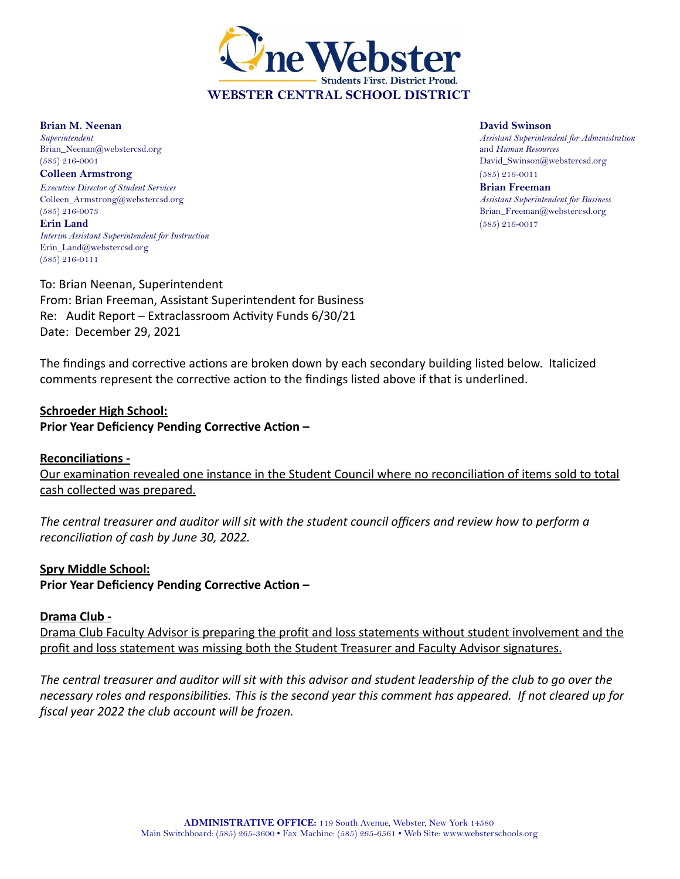# One Webster

Students First. District Proud.

**WEBSTER CENTRAL SCHOOL DISTRICT**

**Brian M. Neenan**
*Superintendent*
Brian_Neenan@webstercsd.org
(585) 216-0001

**Colleen Armstrong**
*Executive Director of Student Services*
Colleen_Armstrong@webstercsd.org
(585) 216-0073

**Erin Land**
*Interim Assistant Superintendent for Instruction*
Erin_Land@webstercsd.org
(585) 216-0111

**David Swinson**
*Assistant Superintendent for Administration* and *Human Resources*
David_Swinson@webstercsd.org
(585) 216-0011

**Brian Freeman**
*Assistant Superintendent for Business*
Brian_Freeman@webstercsd.org
(585) 216-0017

To: Brian Neenan, Superintendent
From: Brian Freeman, Assistant Superintendent for Business
Re: Audit Report – Extraclassroom Activity Funds 6/30/21
Date: December 29, 2021

The findings and corrective actions are broken down by each secondary building listed below. Italicized comments represent the corrective action to the findings listed above if that is underlined.

**<u>Schroeder High School:</u>**
**Prior Year Deficiency Pending Corrective Action –**

**<u>Reconciliations -</u>**
<u>Our examination revealed one instance in the Student Council where no reconciliation of items sold to total cash collected was prepared.</u>

*The central treasurer and auditor will sit with the student council officers and review how to perform a reconciliation of cash by June 30, 2022.*

**<u>Spry Middle School:</u>**
**Prior Year Deficiency Pending Corrective Action –**

**<u>Drama Club -</u>**
<u>Drama Club Faculty Advisor is preparing the profit and loss statements without student involvement and the profit and loss statement was missing both the Student Treasurer and Faculty Advisor signatures.</u>

*The central treasurer and auditor will sit with this advisor and student leadership of the club to go over the necessary roles and responsibilities. This is the second year this comment has appeared. If not cleared up for fiscal year 2022 the club account will be frozen.*

**ADMINISTRATIVE OFFICE:** 119 South Avenue, Webster, New York 14580
Main Switchboard: (585) 265-3600 • Fax Machine: (585) 265-6561 • Web Site: www.websterschools.org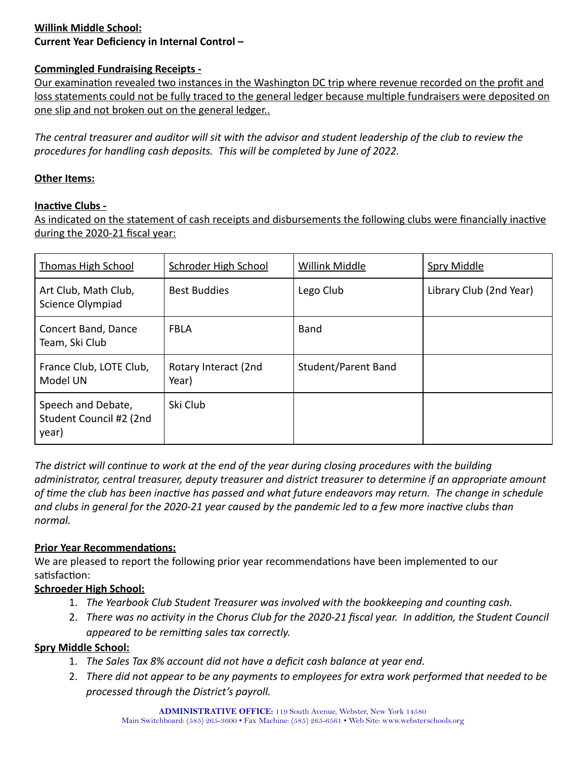**Willink Middle School:**
**Current Year Deficiency in Internal Control –**

**Commingled Fundraising Receipts -**
Our examination revealed two instances in the Washington DC trip where revenue recorded on the profit and loss statements could not be fully traced to the general ledger because multiple fundraisers were deposited on one slip and not broken out on the general ledger..

*The central treasurer and auditor will sit with the advisor and student leadership of the club to review the procedures for handling cash deposits. This will be completed by June of 2022.*

**Other Items:**

**Inactive Clubs -**
As indicated on the statement of cash receipts and disbursements the following clubs were financially inactive during the 2020-21 fiscal year:

| Thomas High School | Schroder High School | Willink Middle | Spry Middle |
|---|---|---|---|
| Art Club, Math Club, Science Olympiad | Best Buddies | Lego Club | Library Club (2nd Year) |
| Concert Band, Dance Team, Ski Club | FBLA | Band | |
| France Club, LOTE Club, Model UN | Rotary Interact (2nd Year) | Student/Parent Band | |
| Speech and Debate, Student Council #2 (2nd year) | Ski Club | | |

*The district will continue to work at the end of the year during closing procedures with the building administrator, central treasurer, deputy treasurer and district treasurer to determine if an appropriate amount of time the club has been inactive has passed and what future endeavors may return. The change in schedule and clubs in general for the 2020-21 year caused by the pandemic led to a few more inactive clubs than normal.*

**Prior Year Recommendations:**
We are pleased to report the following prior year recommendations have been implemented to our satisfaction:

**Schroeder High School:**
1. *The Yearbook Club Student Treasurer was involved with the bookkeeping and counting cash.*
2. *There was no activity in the Chorus Club for the 2020-21 fiscal year. In addition, the Student Council appeared to be remitting sales tax correctly.*

**Spry Middle School:**
1. *The Sales Tax 8% account did not have a deficit cash balance at year end.*
2. *There did not appear to be any payments to employees for extra work performed that needed to be processed through the District's payroll.*